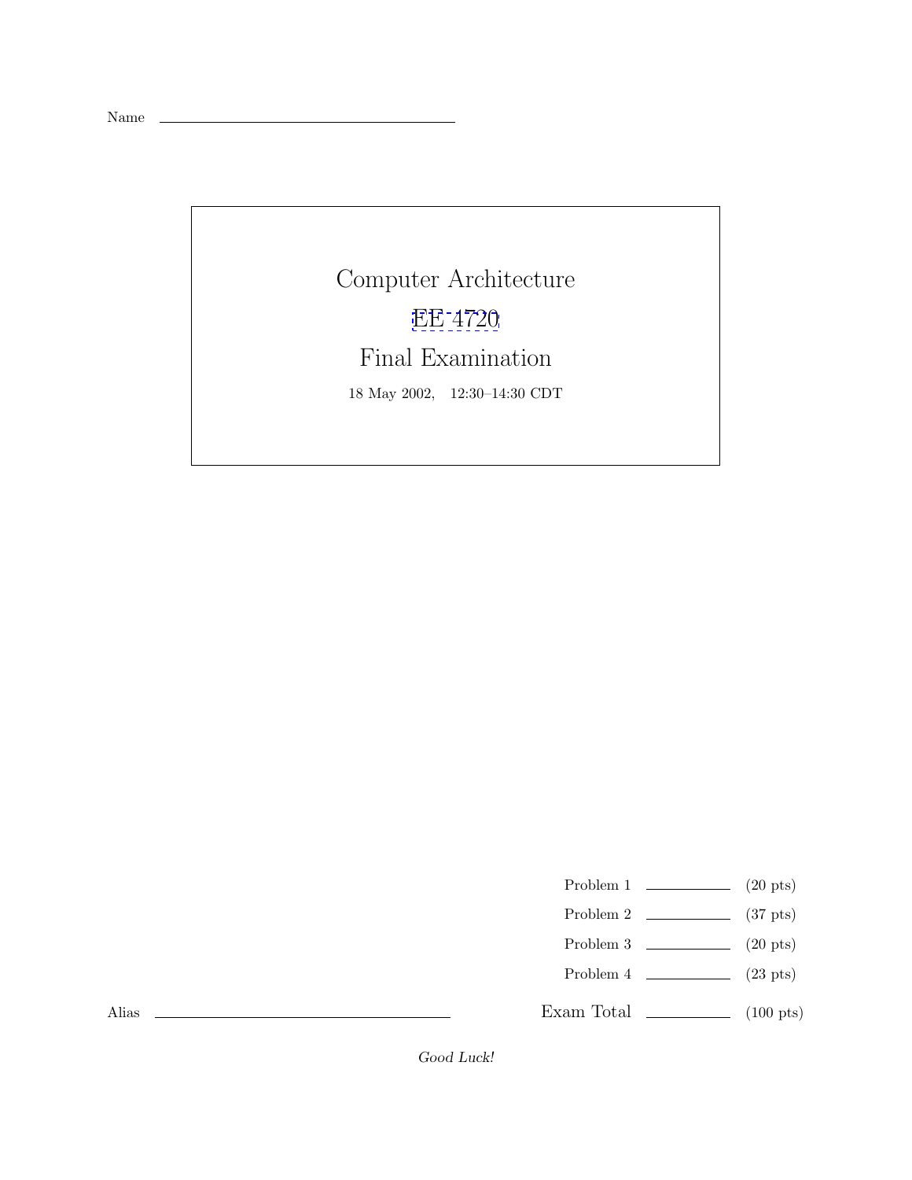Name ______________________________

# Computer Architecture

## EE 4720

## Final Examination

18 May 2002, 12:30–14:30 CDT

| | | |
|---|---|---|
| Problem 1 | ________ | (20 pts) |
| Problem 2 | ________ | (37 pts) |
| Problem 3 | ________ | (20 pts) |
| Problem 4 | ________ | (23 pts) |
| Exam Total | ________ | (100 pts) |

Alias ______________________________

*Good Luck!*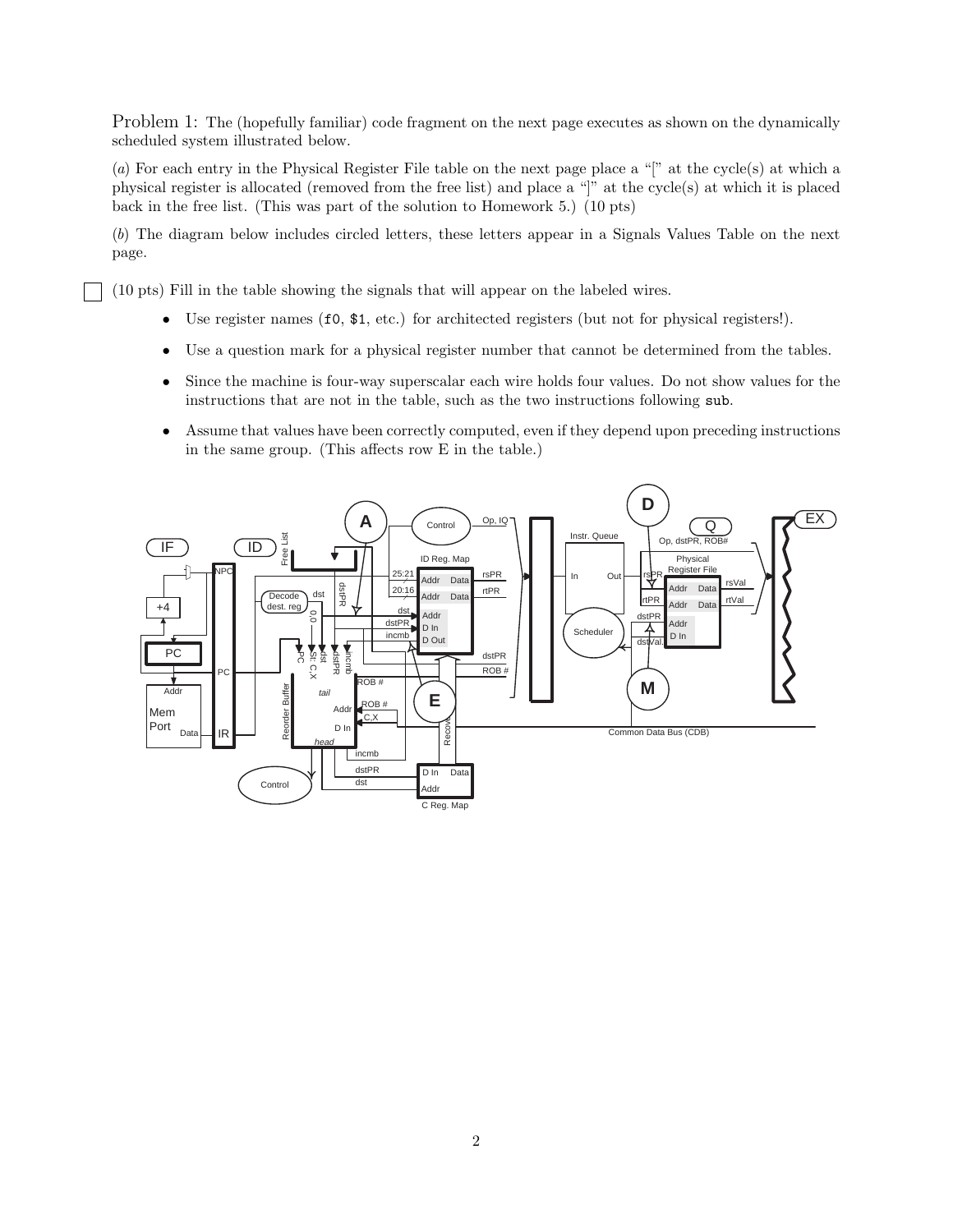Problem 1: The (hopefully familiar) code fragment on the next page executes as shown on the dynamically scheduled system illustrated below.

(*a*) For each entry in the Physical Register File table on the next page place a "[" at the cycle(s) at which a physical register is allocated (removed from the free list) and place a "]" at the cycle(s) at which it is placed back in the free list. (This was part of the solution to Homework 5.) (10 pts)

(*b*) The diagram below includes circled letters, these letters appear in a Signals Values Table on the next page.

☐ (10 pts) Fill in the table showing the signals that will appear on the labeled wires.

- Use register names (`f0`, `$1`, etc.) for architected registers (but not for physical registers!).
- Use a question mark for a physical register number that cannot be determined from the tables.
- Since the machine is four-way superscalar each wire holds four values. Do not show values for the instructions that are not in the table, such as the two instructions following `sub`.
- Assume that values have been correctly computed, even if they depend upon preceding instructions in the same group. (This affects row E in the table.)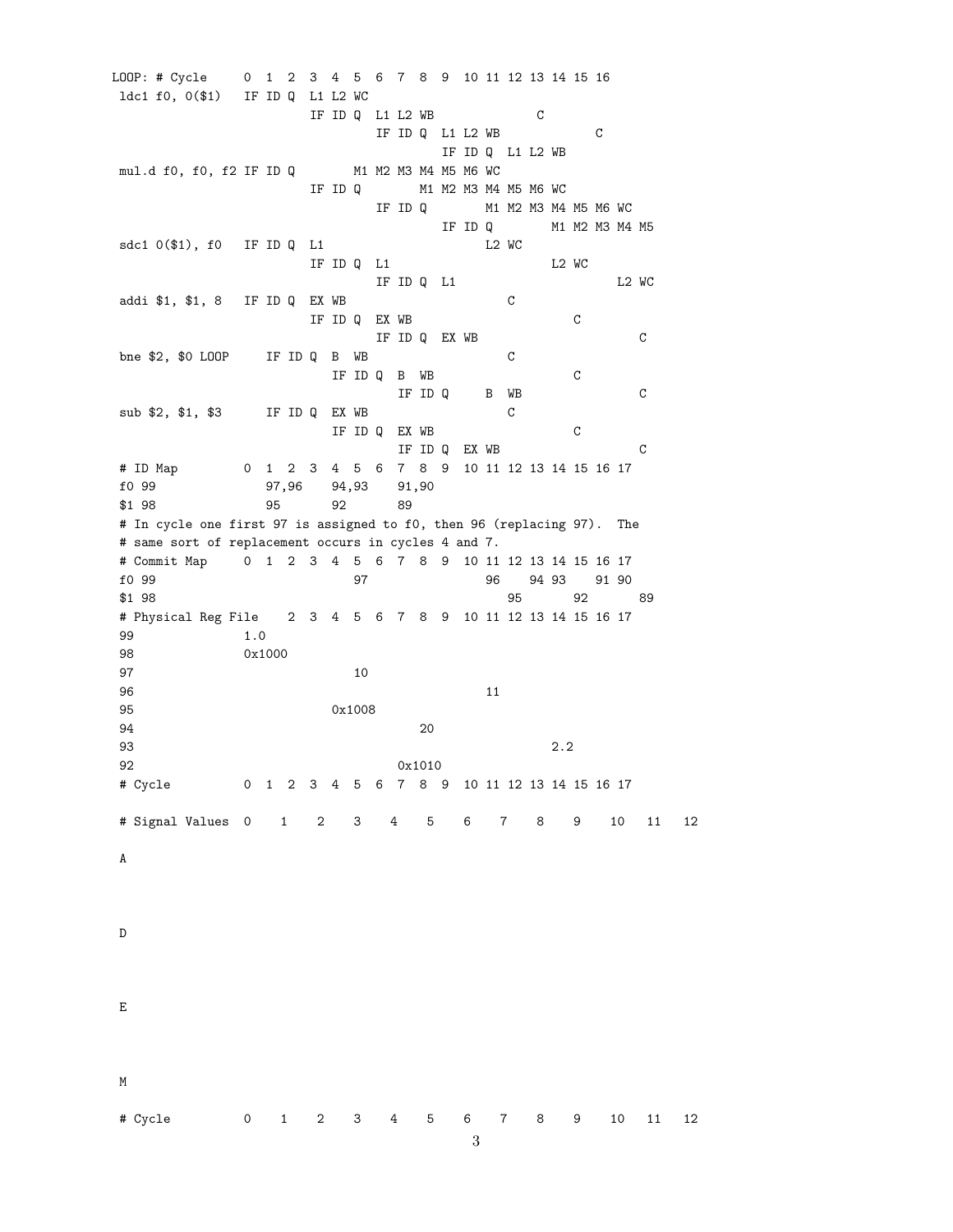```
LOOP: # Cycle     0  1  2  3  4  5  6  7  8  9  10 11 12 13 14 15 16
 ldc1 f0, 0($1)   IF ID Q  L1 L2 WC
                           IF ID Q  L1 L2 WB             C
                                 IF ID Q  L1 L2 WB             C
                                       IF ID Q  L1 L2 WB
 mul.d f0, f0, f2 IF ID Q        M1 M2 M3 M4 M5 M6 WC
                           IF ID Q        M1 M2 M3 M4 M5 M6 WC
                                 IF ID Q        M1 M2 M3 M4 M5 M6 WC
                                       IF ID Q        M1 M2 M3 M4 M5
 sdc1 0($1), f0   IF ID Q  L1                      L2 WC
                           IF ID Q  L1                      L2 WC
                                 IF ID Q  L1                      L2 WC
 addi $1, $1, 8   IF ID Q  EX WB                   C
                           IF ID Q  EX WB                   C
                                 IF ID Q  EX WB                   C
 bne $2, $0 LOOP     IF ID Q  B  WB                C
                              IF ID Q  B  WB                C
                                    IF ID Q     B  WB             C
 sub $2, $1, $3      IF ID Q  EX WB                C
                              IF ID Q  EX WB                C
                                    IF ID Q  EX WB                C
 # ID Map         0  1  2  3  4  5  6  7  8  9  10 11 12 13 14 15 16 17
 f0 99               97,96    94,93    91,90
 $1 98               95       92       89
 # In cycle one first 97 is assigned to f0, then 96 (replacing 97).  The
 # same sort of replacement occurs in cycles 4 and 7.
 # Commit Map     0  1  2  3  4  5  6  7  8  9  10 11 12 13 14 15 16 17
 f0 99                           97                96    94 93    91 90
 $1 98                                                95       92       89
 # Physical Reg File    2  3  4  5  6  7  8  9  10 11 12 13 14 15 16 17
 99               1.0
 98               0x1000
 97                              10
 96                                                11
 95                           0x1008
 94                                       20
 93                                                            2.2
 92                                       0x1010
 # Cycle          0  1  2  3  4  5  6  7  8  9  10 11 12 13 14 15 16 17

 # Signal Values  0    1    2    3    4    5    6    7    8    9    10   11   12

 A

 D

 E

 M

 # Cycle          0    1    2    3    4    5    6    7    8    9    10   11   12
```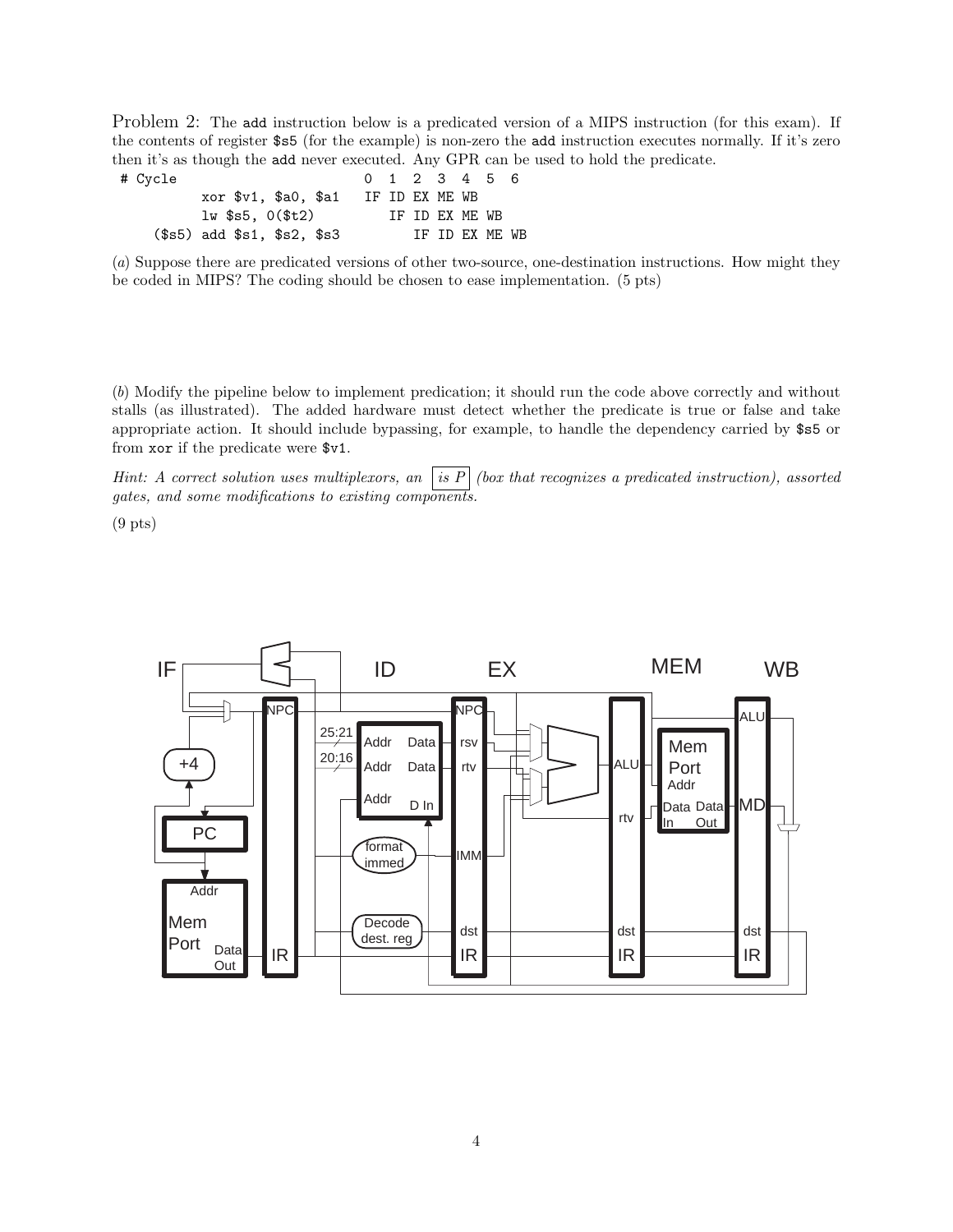Problem 2: The `add` instruction below is a predicated version of a MIPS instruction (for this exam). If the contents of register `$s5` (for the example) is non-zero the `add` instruction executes normally. If it's zero then it's as though the `add` never executed. Any GPR can be used to hold the predicate.

```
# Cycle                        0  1  2  3  4  5  6
         xor $v1, $a0, $a1     IF ID EX ME WB
         lw $s5, 0($t2)           IF ID EX ME WB
   ($s5) add $s1, $s2, $s3           IF ID EX ME WB
```

(*a*) Suppose there are predicated versions of other two-source, one-destination instructions. How might they be coded in MIPS? The coding should be chosen to ease implementation. (5 pts)

(*b*) Modify the pipeline below to implement predication; it should run the code above correctly and without stalls (as illustrated). The added hardware must detect whether the predicate is true or false and take appropriate action. It should include bypassing, for example, to handle the dependency carried by `$s5` or from `xor` if the predicate were `$v1`.

*Hint: A correct solution uses multiplexors, an* [*is P*] *(box that recognizes a predicated instruction), assorted gates, and some modifications to existing components.*

(9 pts)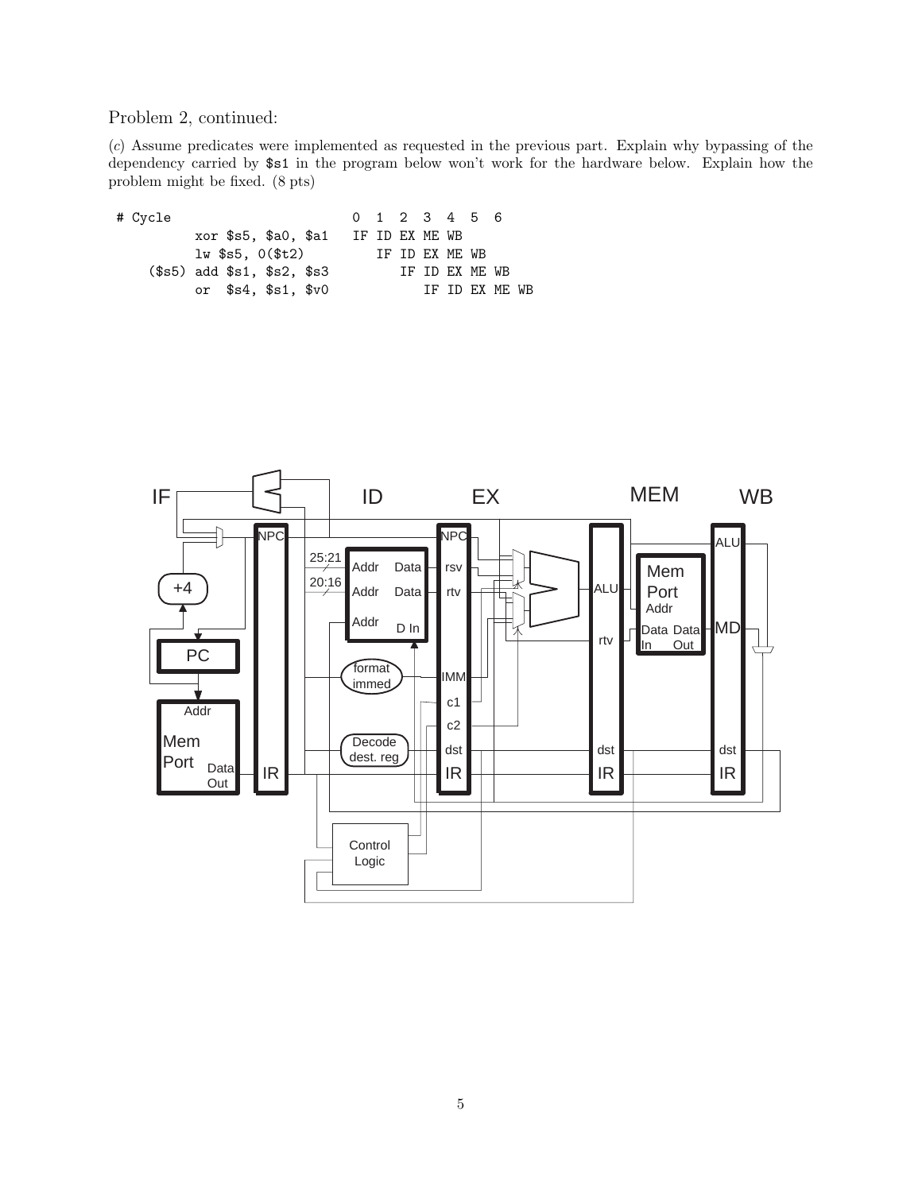Problem 2, continued:

(*c*) Assume predicates were implemented as requested in the previous part. Explain why bypassing of the dependency carried by `$s1` in the program below won't work for the hardware below. Explain how the problem might be fixed. (8 pts)

```
# Cycle                       0  1  2  3  4  5  6
        xor $s5, $a0, $a1   IF ID EX ME WB
        lw $s5, 0($t2)         IF ID EX ME WB
  ($s5) add $s1, $s2, $s3         IF ID EX ME WB
        or  $s4, $s1, $v0            IF ID EX ME WB
```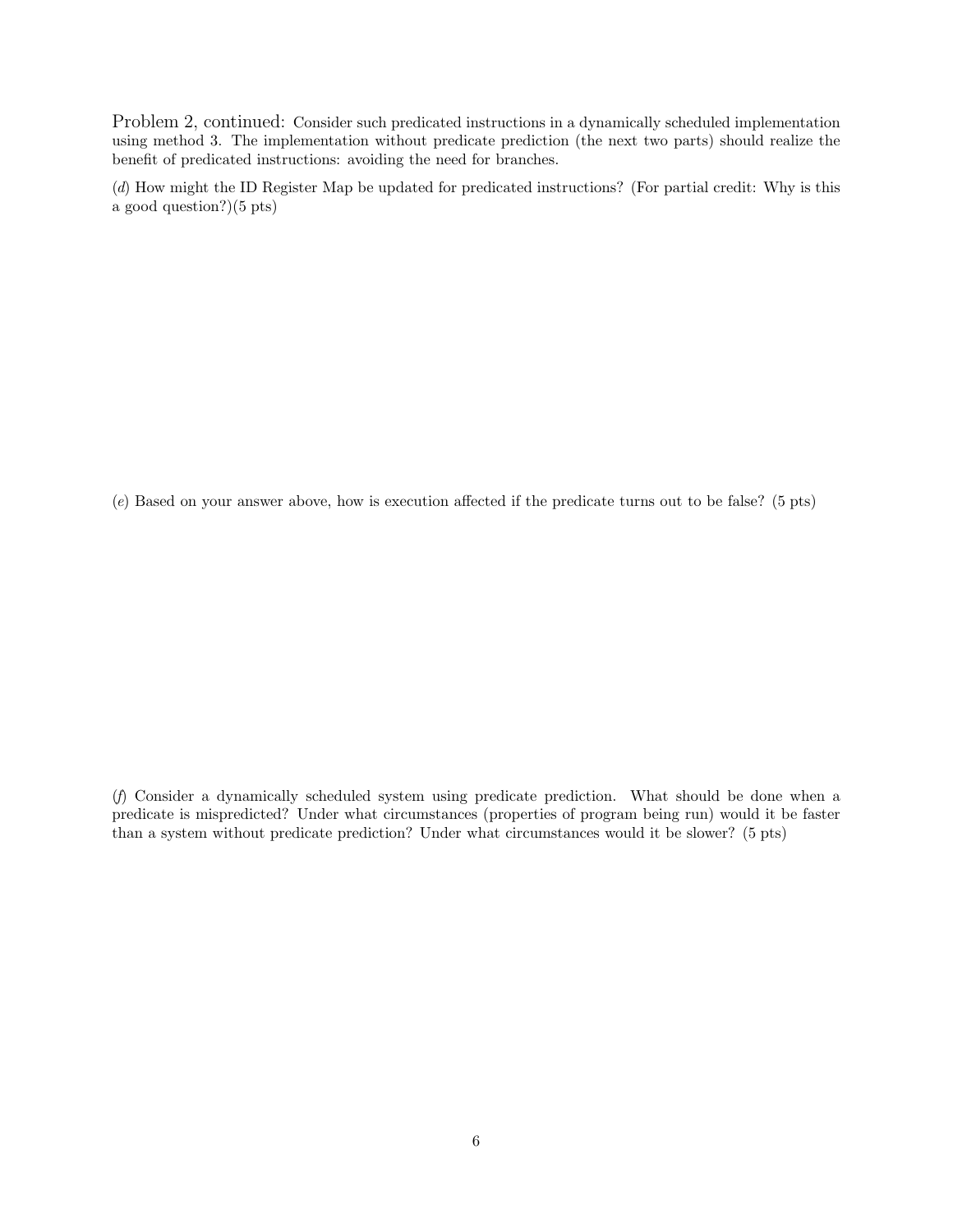Problem 2, continued: Consider such predicated instructions in a dynamically scheduled implementation using method 3. The implementation without predicate prediction (the next two parts) should realize the benefit of predicated instructions: avoiding the need for branches.

(*d*) How might the ID Register Map be updated for predicated instructions? (For partial credit: Why is this a good question?)(5 pts)

(*e*) Based on your answer above, how is execution affected if the predicate turns out to be false? (5 pts)

(*f*) Consider a dynamically scheduled system using predicate prediction. What should be done when a predicate is mispredicted? Under what circumstances (properties of program being run) would it be faster than a system without predicate prediction? Under what circumstances would it be slower? (5 pts)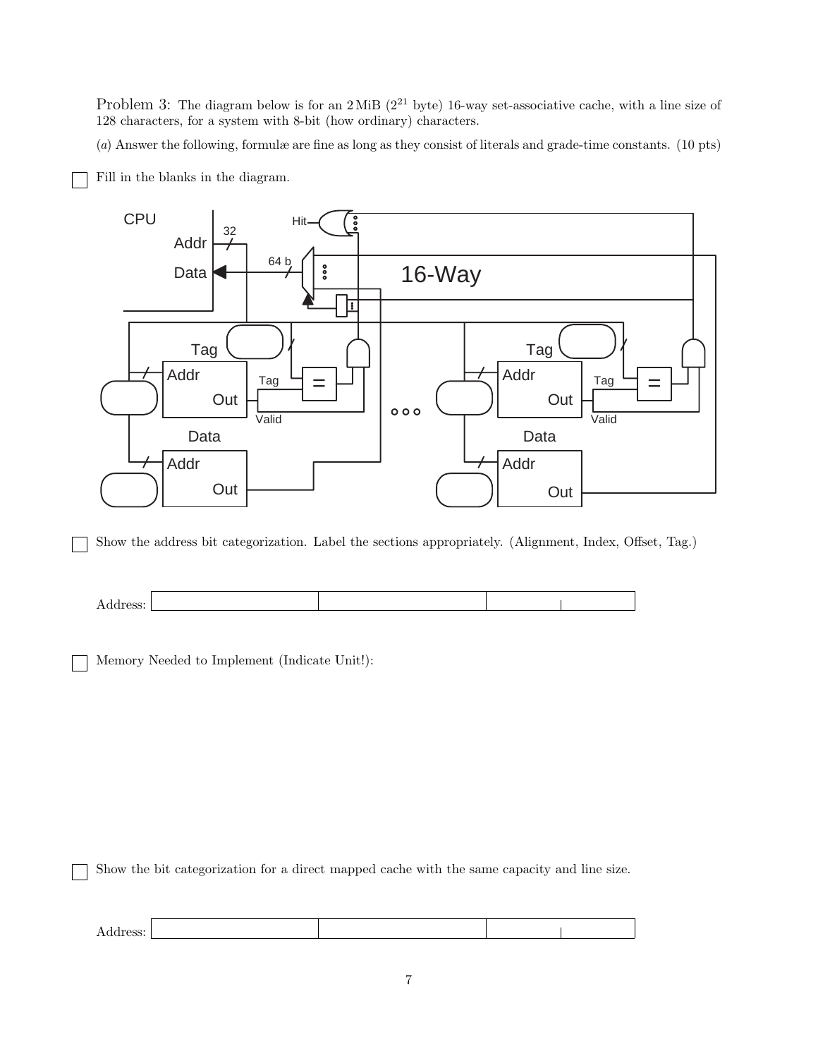Problem 3: The diagram below is for an 2 MiB ($2^{21}$ byte) 16-way set-associative cache, with a line size of 128 characters, for a system with 8-bit (how ordinary) characters.

(*a*) Answer the following, formulæ are fine as long as they consist of literals and grade-time constants. (10 pts)

☐ Fill in the blanks in the diagram.

☐ Show the address bit categorization. Label the sections appropriately. (Alignment, Index, Offset, Tag.)

Address:

| | | | |
|---|---|---|---|
| | | | |

☐ Memory Needed to Implement (Indicate Unit!):

☐ Show the bit categorization for a direct mapped cache with the same capacity and line size.

Address:

| | | | |
|---|---|---|---|
| | | | |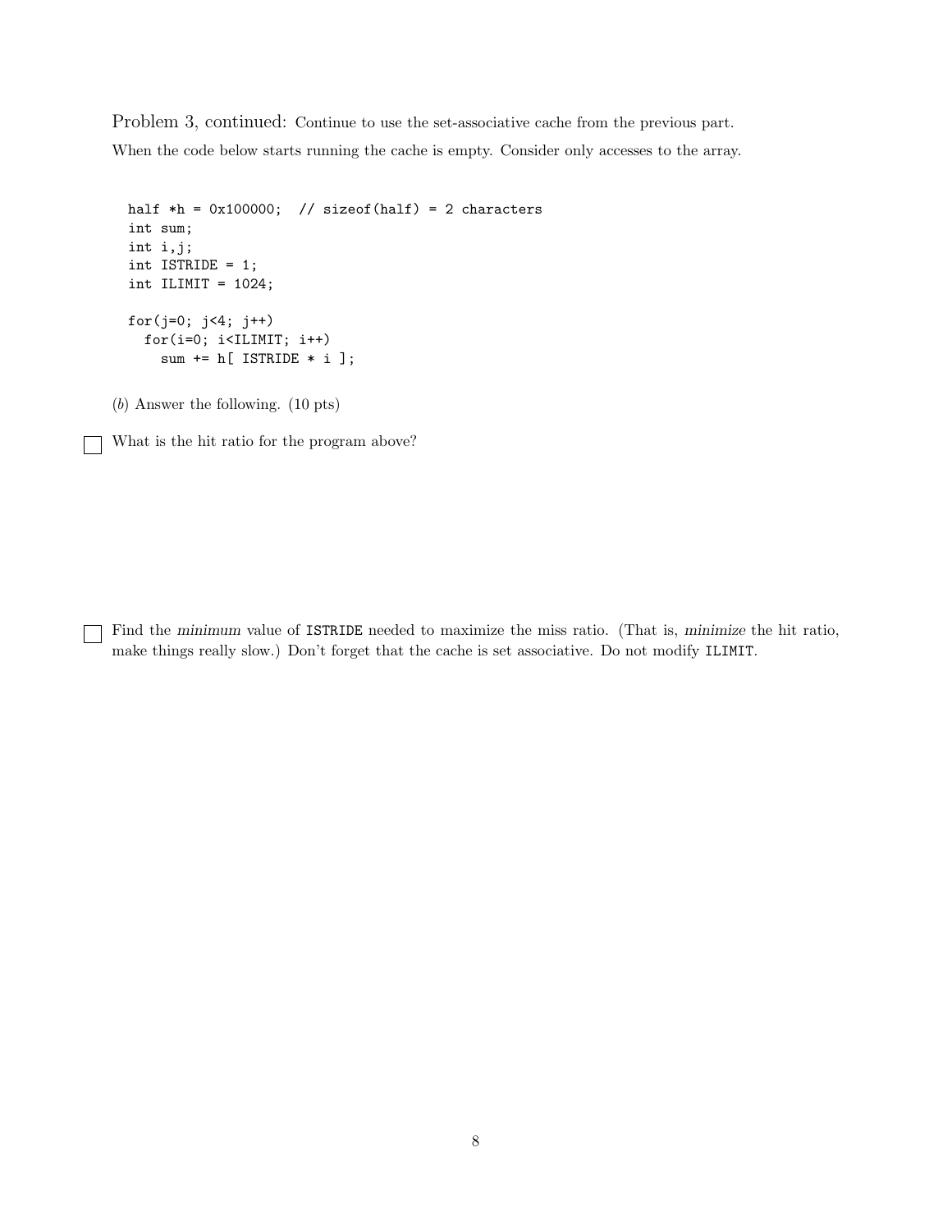Problem 3, continued: Continue to use the set-associative cache from the previous part.

When the code below starts running the cache is empty. Consider only accesses to the array.

```
half *h = 0x100000;  // sizeof(half) = 2 characters
int sum;
int i,j;
int ISTRIDE = 1;
int ILIMIT = 1024;

for(j=0; j<4; j++)
  for(i=0; i<ILIMIT; i++)
    sum += h[ ISTRIDE * i ];
```

(*b*) Answer the following. (10 pts)

☐ What is the hit ratio for the program above?

☐ Find the *minimum* value of ISTRIDE needed to maximize the miss ratio. (That is, *minimize* the hit ratio, make things really slow.) Don't forget that the cache is set associative. Do not modify ILIMIT.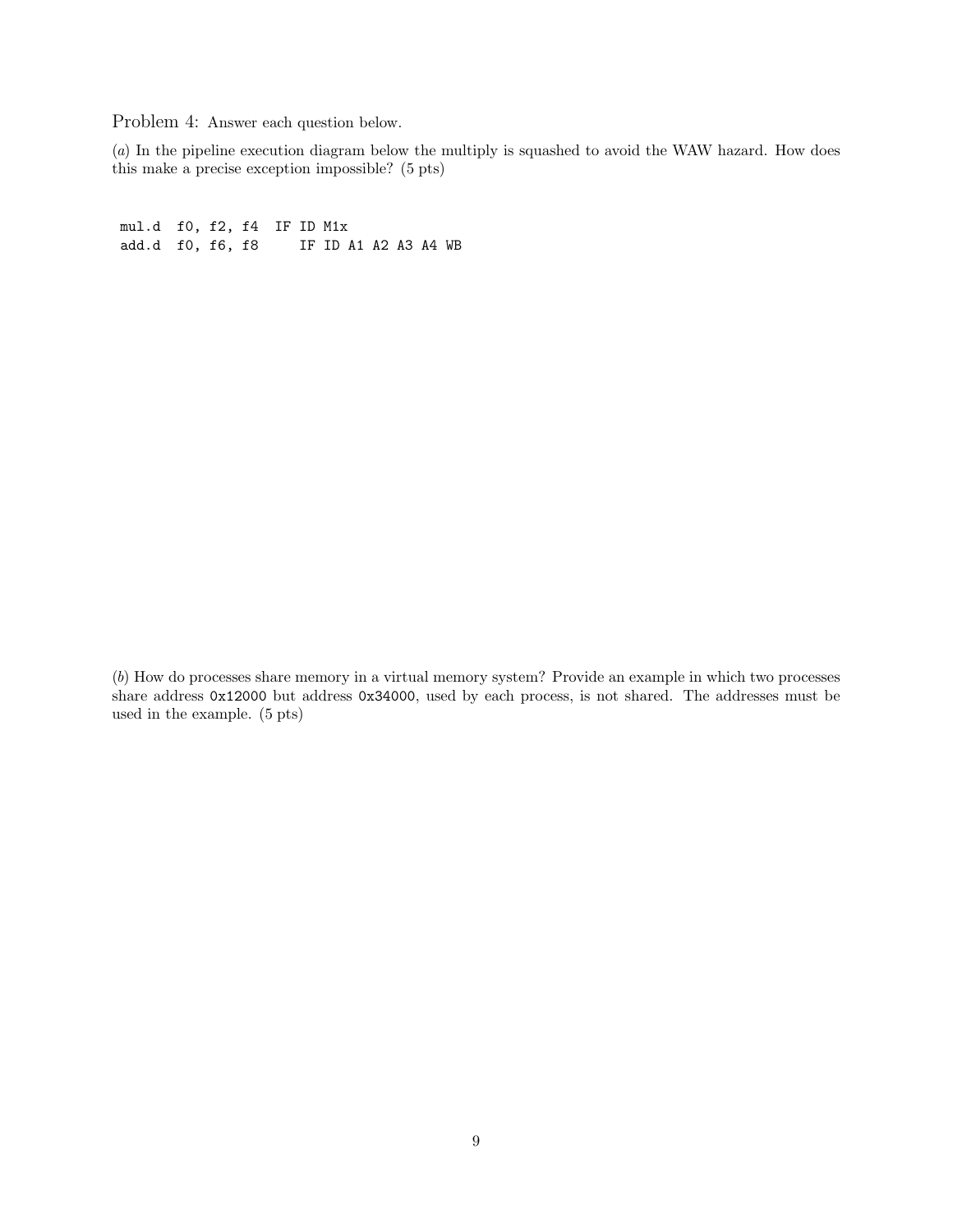Problem 4: Answer each question below.

(*a*) In the pipeline execution diagram below the multiply is squashed to avoid the WAW hazard. How does this make a precise exception impossible? (5 pts)

```
mul.d  f0, f2, f4  IF ID M1x
add.d  f0, f6, f8     IF ID A1 A2 A3 A4 WB
```

(*b*) How do processes share memory in a virtual memory system? Provide an example in which two processes share address `0x12000` but address `0x34000`, used by each process, is not shared. The addresses must be used in the example. (5 pts)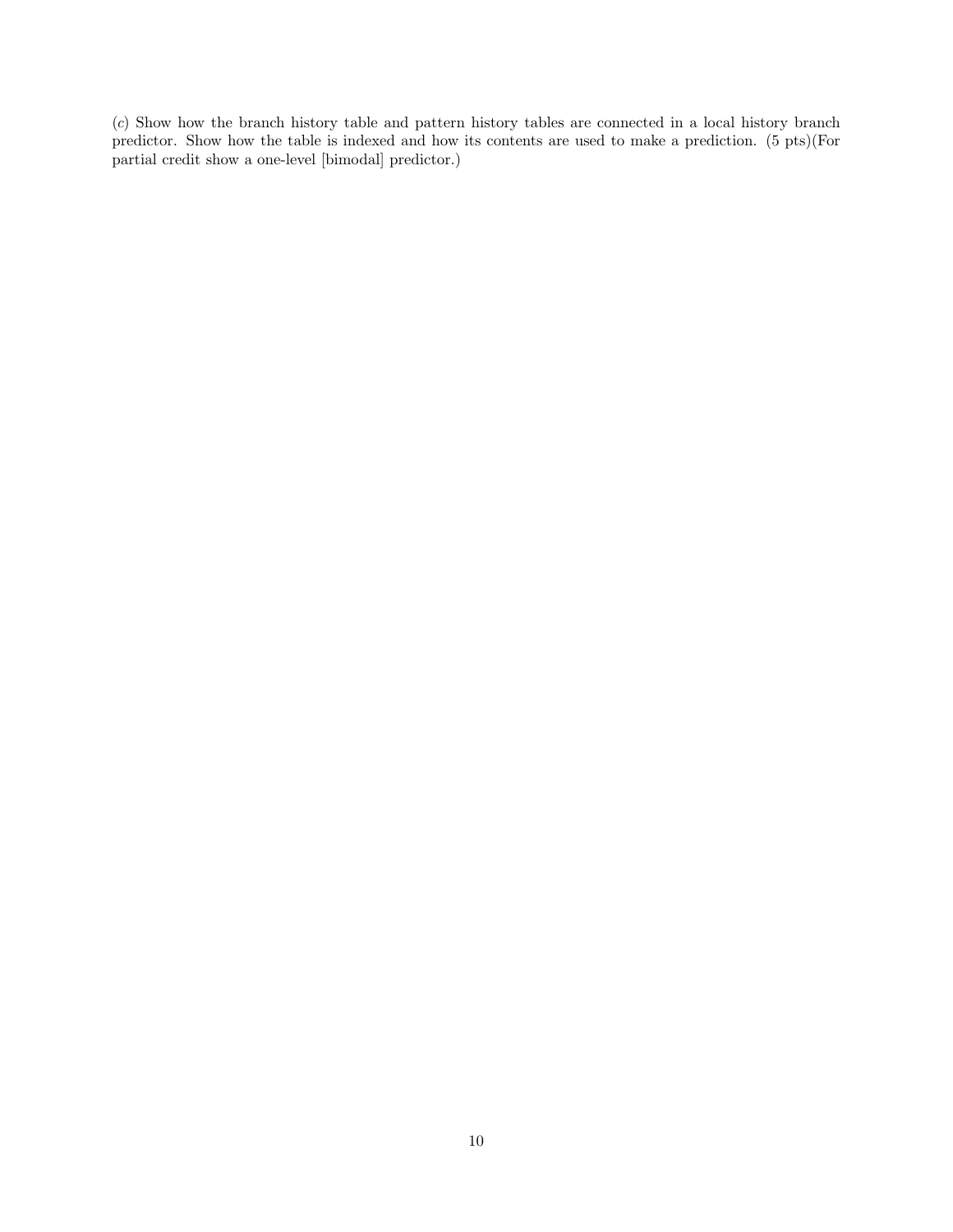(*c*) Show how the branch history table and pattern history tables are connected in a local history branch predictor. Show how the table is indexed and how its contents are used to make a prediction. (5 pts)(For partial credit show a one-level [bimodal] predictor.)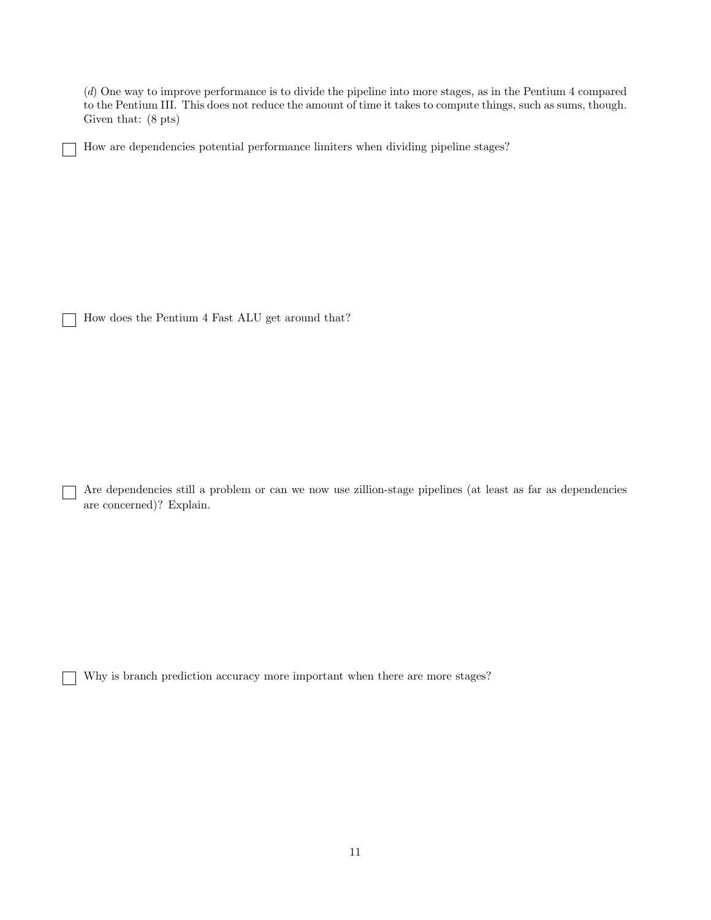(*d*) One way to improve performance is to divide the pipeline into more stages, as in the Pentium 4 compared to the Pentium III. This does not reduce the amount of time it takes to compute things, such as sums, though. Given that: (8 pts)

- [ ] How are dependencies potential performance limiters when dividing pipeline stages?

- [ ] How does the Pentium 4 Fast ALU get around that?

- [ ] Are dependencies still a problem or can we now use zillion-stage pipelines (at least as far as dependencies are concerned)? Explain.

- [ ] Why is branch prediction accuracy more important when there are more stages?